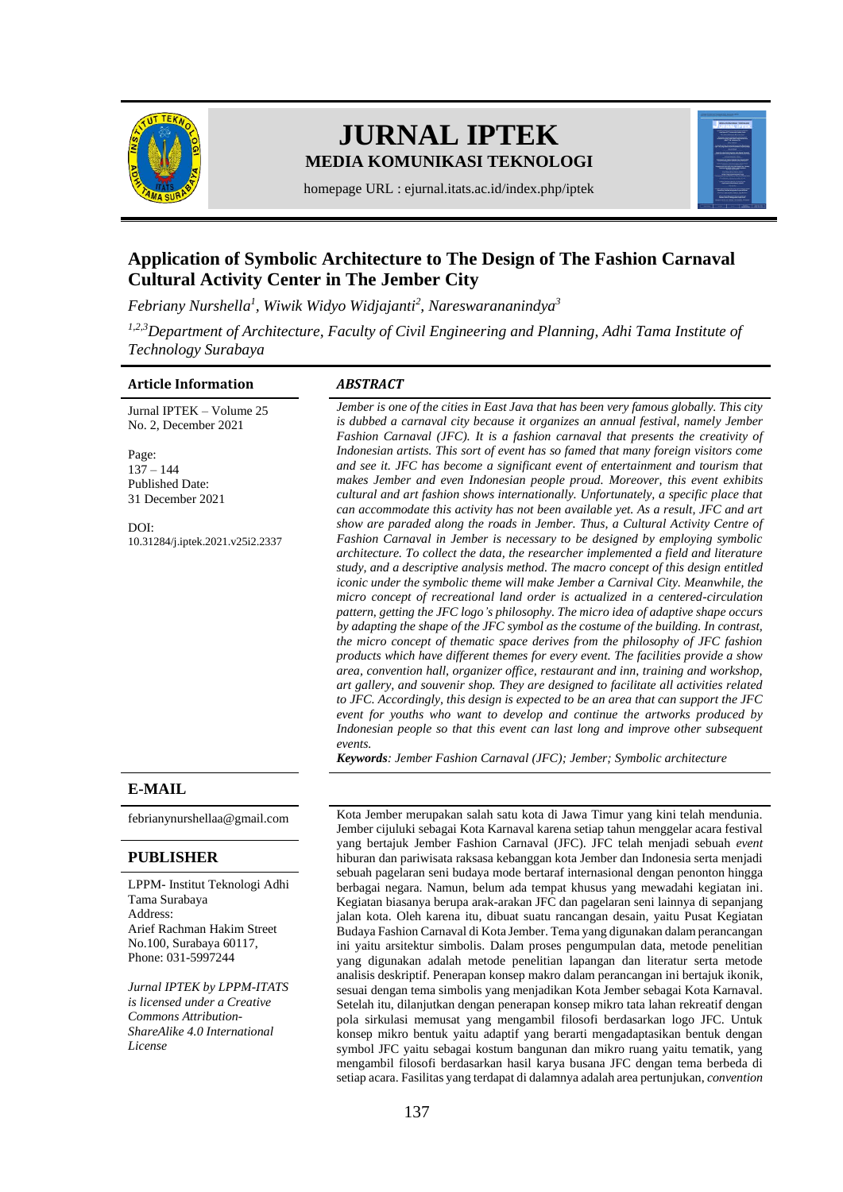# JURNAL IPTEK

**MEDIA KOMUNIKASI TEKNOLOGI**

homepage URL : ejurnal.itats.ac.id/index.php/iptek

## Application of Symbolic Architecture to The Design of The Fashion Carnaval Cultural Activity Center in The Jember City

*Febriany Nurshella[1], Wiwik Widyo Widjajanti[2], Nareswarananindya[3]*

*[1,2,3]Department of Architecture, Faculty of Civil Engineering and Planning, Adhi Tama Institute of Technology Surabaya*

**Article Information**

Jurnal IPTEK – Volume 25 No. 2, December 2021

Page:
137 – 144
Published Date:
31 December 2021

DOI:
10.31284/j.iptek.2021.v25i2.2337

**E-MAIL**

febrianynurshellaa@gmail.com

**PUBLISHER**

LPPM- Institut Teknologi Adhi Tama Surabaya
Address:
Arief Rachman Hakim Street No.100, Surabaya 60117,
Phone: 031-5997244

*Jurnal IPTEK by LPPM-ITATS is licensed under a Creative Commons Attribution-ShareAlike 4.0 International License*

***ABSTRACT***

*Jember is one of the cities in East Java that has been very famous globally. This city is dubbed a carnaval city because it organizes an annual festival, namely Jember Fashion Carnaval (JFC). It is a fashion carnaval that presents the creativity of Indonesian artists. This sort of event has so famed that many foreign visitors come and see it. JFC has become a significant event of entertainment and tourism that makes Jember and even Indonesian people proud. Moreover, this event exhibits cultural and art fashion shows internationally. Unfortunately, a specific place that can accommodate this activity has not been available yet. As a result, JFC and art show are paraded along the roads in Jember. Thus, a Cultural Activity Centre of Fashion Carnaval in Jember is necessary to be designed by employing symbolic architecture. To collect the data, the researcher implemented a field and literature study, and a descriptive analysis method. The macro concept of this design entitled iconic under the symbolic theme will make Jember a Carnival City. Meanwhile, the micro concept of recreational land order is actualized in a centered-circulation pattern, getting the JFC logo's philosophy. The micro idea of adaptive shape occurs by adapting the shape of the JFC symbol as the costume of the building. In contrast, the micro concept of thematic space derives from the philosophy of JFC fashion products which have different themes for every event. The facilities provide a show area, convention hall, organizer office, restaurant and inn, training and workshop, art gallery, and souvenir shop. They are designed to facilitate all activities related to JFC. Accordingly, this design is expected to be an area that can support the JFC event for youths who want to develop and continue the artworks produced by Indonesian people so that this event can last long and improve other subsequent events.*

***Keywords**: Jember Fashion Carnaval (JFC); Jember; Symbolic architecture*

Kota Jember merupakan salah satu kota di Jawa Timur yang kini telah mendunia. Jember cijuluki sebagai Kota Karnaval karena setiap tahun menggelar acara festival yang bertajuk Jember Fashion Carnaval (JFC). JFC telah menjadi sebuah *event* hiburan dan pariwisata raksasa kebanggan kota Jember dan Indonesia serta menjadi sebuah pagelaran seni budaya mode bertaraf internasional dengan penonton hingga berbagai negara. Namun, belum ada tempat khusus yang mewadahi kegiatan ini. Kegiatan biasanya berupa arak-arakan JFC dan pagelaran seni lainnya di sepanjang jalan kota. Oleh karena itu, dibuat suatu rancangan desain, yaitu Pusat Kegiatan Budaya Fashion Carnaval di Kota Jember. Tema yang digunakan dalam perancangan ini yaitu arsitektur simbolis. Dalam proses pengumpulan data, metode penelitian yang digunakan adalah metode penelitian lapangan dan literatur serta metode analisis deskriptif. Penerapan konsep makro dalam perancangan ini bertajuk ikonik, sesuai dengan tema simbolis yang menjadikan Kota Jember sebagai Kota Karnaval. Setelah itu, dilanjutkan dengan penerapan konsep mikro tata lahan rekreatif dengan pola sirkulasi memusat yang mengambil filosofi berdasarkan logo JFC. Untuk konsep mikro bentuk yaitu adaptif yang berarti mengadaptasikan bentuk dengan symbol JFC yaitu sebagai kostum bangunan dan mikro ruang yaitu tematik, yang mengambil filosofi berdasarkan hasil karya busana JFC dengan tema berbeda di setiap acara. Fasilitas yang terdapat di dalamnya adalah area pertunjukan, *convention*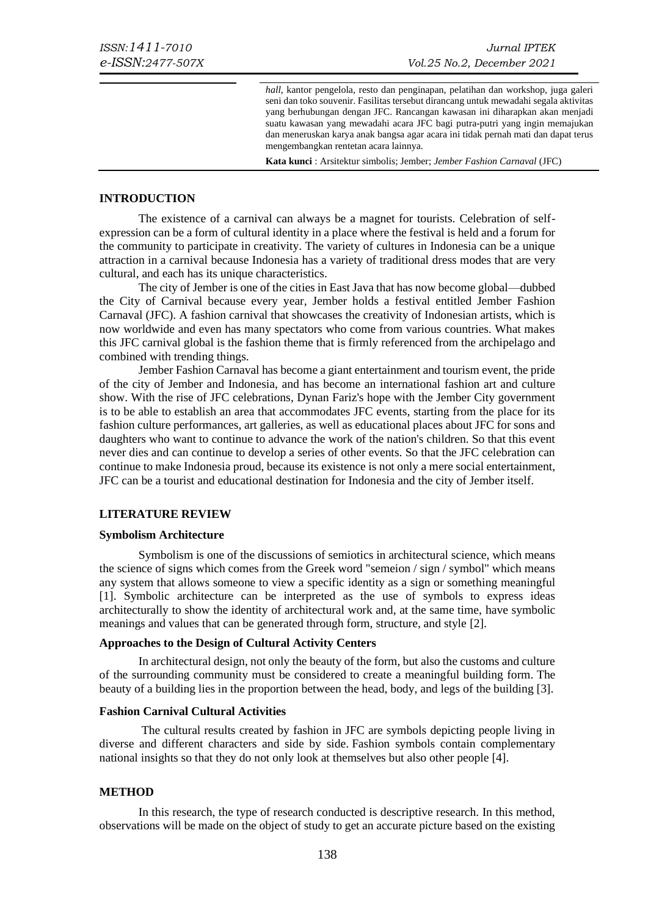*hall*, kantor pengelola, resto dan penginapan, pelatihan dan workshop, juga galeri seni dan toko souvenir. Fasilitas tersebut dirancang untuk mewadahi segala aktivitas yang berhubungan dengan JFC. Rancangan kawasan ini diharapkan akan menjadi suatu kawasan yang mewadahi acara JFC bagi putra-putri yang ingin memajukan dan meneruskan karya anak bangsa agar acara ini tidak pernah mati dan dapat terus mengembangkan rentetan acara lainnya.

**Kata kunci** : Arsitektur simbolis; Jember; *Jember Fashion Carnaval* (JFC)

## INTRODUCTION

The existence of a carnival can always be a magnet for tourists. Celebration of self-expression can be a form of cultural identity in a place where the festival is held and a forum for the community to participate in creativity. The variety of cultures in Indonesia can be a unique attraction in a carnival because Indonesia has a variety of traditional dress modes that are very cultural, and each has its unique characteristics.

The city of Jember is one of the cities in East Java that has now become global—dubbed the City of Carnival because every year, Jember holds a festival entitled Jember Fashion Carnaval (JFC). A fashion carnival that showcases the creativity of Indonesian artists, which is now worldwide and even has many spectators who come from various countries. What makes this JFC carnival global is the fashion theme that is firmly referenced from the archipelago and combined with trending things.

Jember Fashion Carnaval has become a giant entertainment and tourism event, the pride of the city of Jember and Indonesia, and has become an international fashion art and culture show. With the rise of JFC celebrations, Dynan Fariz's hope with the Jember City government is to be able to establish an area that accommodates JFC events, starting from the place for its fashion culture performances, art galleries, as well as educational places about JFC for sons and daughters who want to continue to advance the work of the nation's children. So that this event never dies and can continue to develop a series of other events. So that the JFC celebration can continue to make Indonesia proud, because its existence is not only a mere social entertainment, JFC can be a tourist and educational destination for Indonesia and the city of Jember itself.

## LITERATURE REVIEW

### Symbolism Architecture

Symbolism is one of the discussions of semiotics in architectural science, which means the science of signs which comes from the Greek word "semeion / sign / symbol" which means any system that allows someone to view a specific identity as a sign or something meaningful [1]. Symbolic architecture can be interpreted as the use of symbols to express ideas architecturally to show the identity of architectural work and, at the same time, have symbolic meanings and values that can be generated through form, structure, and style [2].

### Approaches to the Design of Cultural Activity Centers

In architectural design, not only the beauty of the form, but also the customs and culture of the surrounding community must be considered to create a meaningful building form. The beauty of a building lies in the proportion between the head, body, and legs of the building [3].

### Fashion Carnival Cultural Activities

The cultural results created by fashion in JFC are symbols depicting people living in diverse and different characters and side by side. Fashion symbols contain complementary national insights so that they do not only look at themselves but also other people [4].

## METHOD

In this research, the type of research conducted is descriptive research. In this method, observations will be made on the object of study to get an accurate picture based on the existing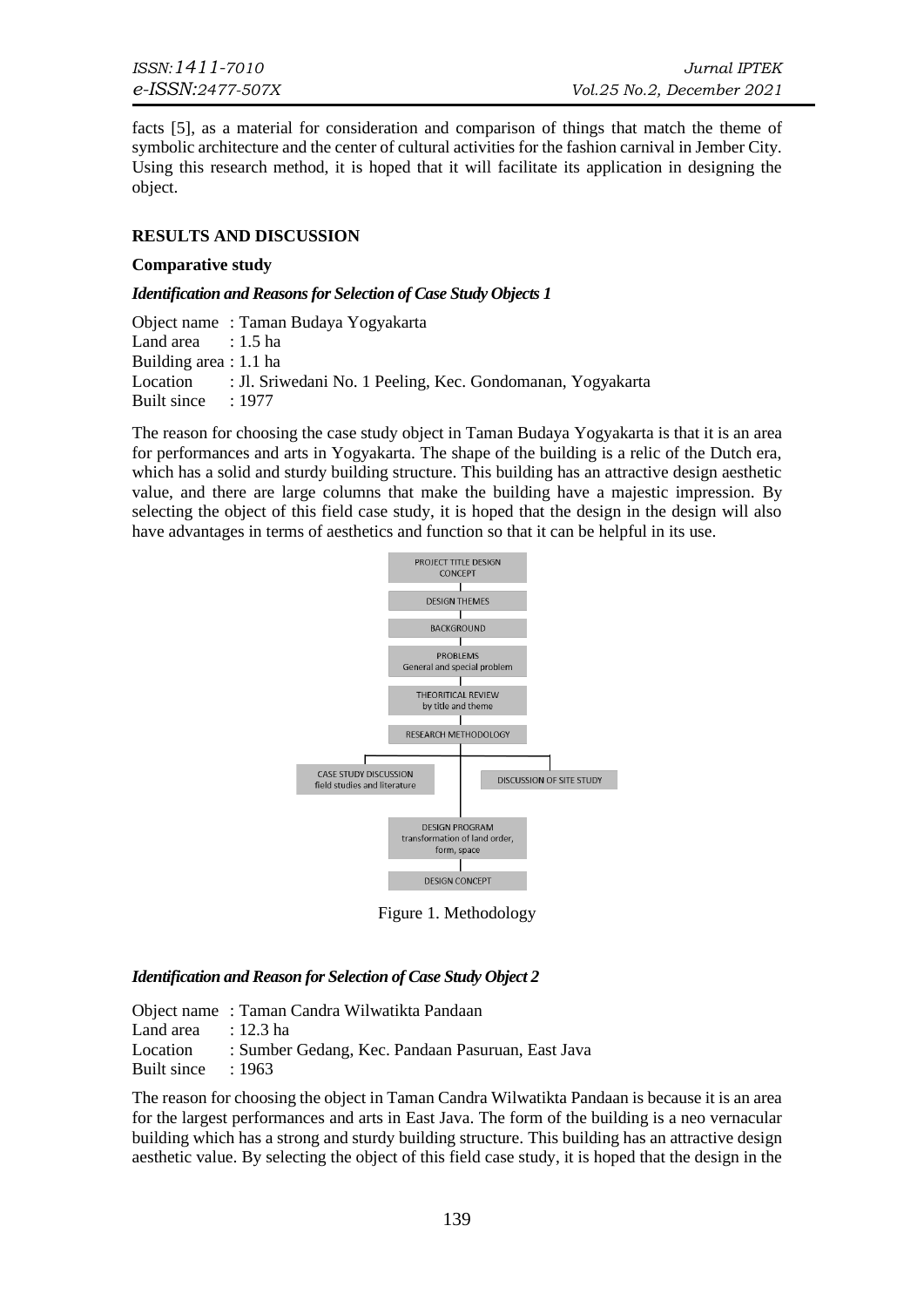facts [5], as a material for consideration and comparison of things that match the theme of symbolic architecture and the center of cultural activities for the fashion carnival in Jember City. Using this research method, it is hoped that it will facilitate its application in designing the object.

## RESULTS AND DISCUSSION

### Comparative study

#### *Identification and Reasons for Selection of Case Study Objects 1*

Object name : Taman Budaya Yogyakarta
Land area : 1.5 ha
Building area : 1.1 ha
Location : Jl. Sriwedani No. 1 Peeling, Kec. Gondomanan, Yogyakarta
Built since : 1977

The reason for choosing the case study object in Taman Budaya Yogyakarta is that it is an area for performances and arts in Yogyakarta. The shape of the building is a relic of the Dutch era, which has a solid and sturdy building structure. This building has an attractive design aesthetic value, and there are large columns that make the building have a majestic impression. By selecting the object of this field case study, it is hoped that the design in the design will also have advantages in terms of aesthetics and function so that it can be helpful in its use.

PROJECT TITLE DESIGN CONCEPT
DESIGN THEMES
BACKGROUND
PROBLEMS
General and special problem
THEORITICAL REVIEW
by title and theme
RESEARCH METHODOLOGY
CASE STUDY DISCUSSION
field studies and literature
DISCUSSION OF SITE STUDY
DESIGN PROGRAM
transformation of land order, form, space
DESIGN CONCEPT

Figure 1. Methodology

#### *Identification and Reason for Selection of Case Study Object 2*

Object name : Taman Candra Wilwatikta Pandaan
Land area : 12.3 ha
Location : Sumber Gedang, Kec. Pandaan Pasuruan, East Java
Built since : 1963

The reason for choosing the object in Taman Candra Wilwatikta Pandaan is because it is an area for the largest performances and arts in East Java. The form of the building is a neo vernacular building which has a strong and sturdy building structure. This building has an attractive design aesthetic value. By selecting the object of this field case study, it is hoped that the design in the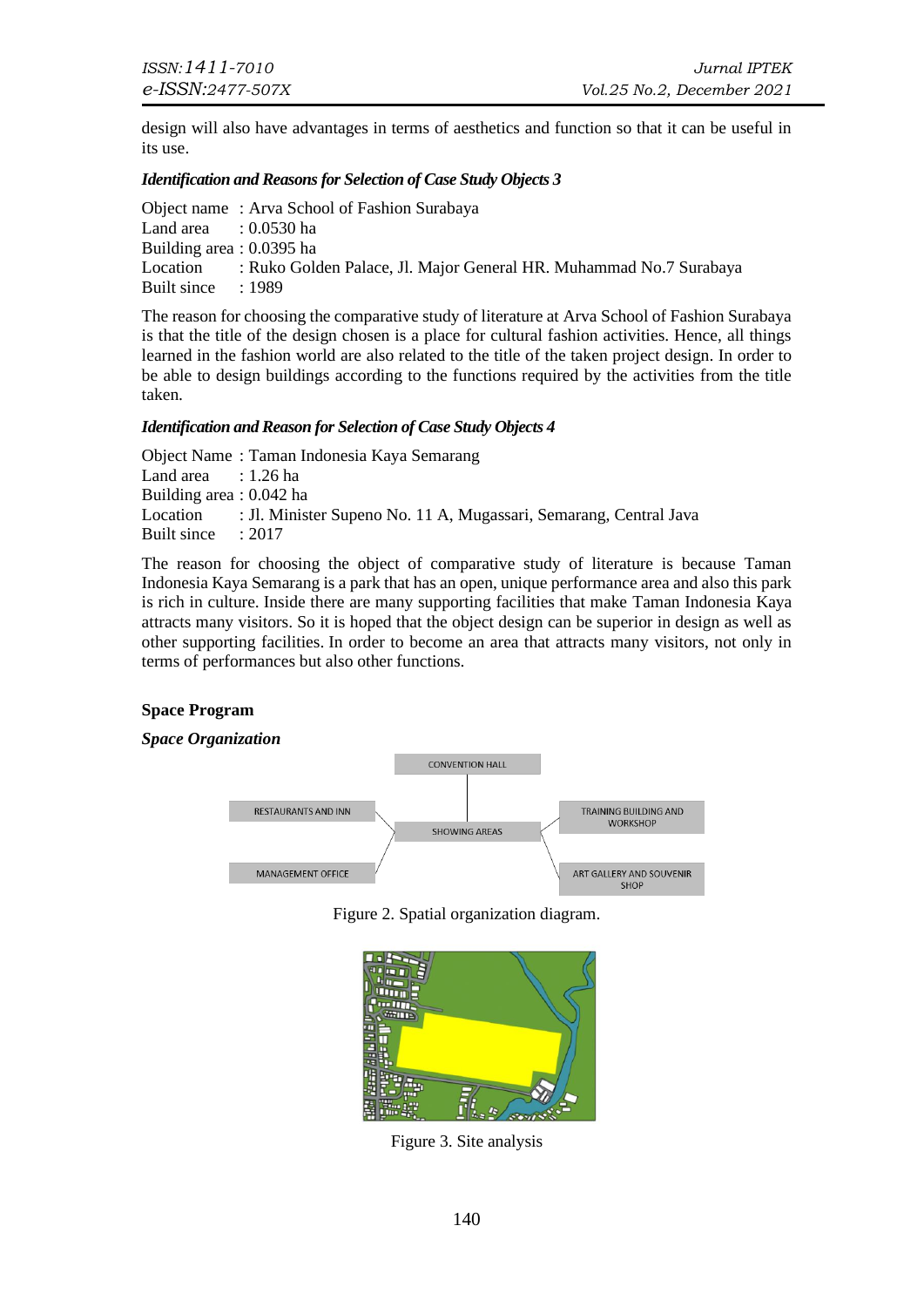design will also have advantages in terms of aesthetics and function so that it can be useful in its use.

***Identification and Reasons for Selection of Case Study Objects 3***

Object name : Arva School of Fashion Surabaya
Land area : 0.0530 ha
Building area : 0.0395 ha
Location : Ruko Golden Palace, Jl. Major General HR. Muhammad No.7 Surabaya
Built since : 1989

The reason for choosing the comparative study of literature at Arva School of Fashion Surabaya is that the title of the design chosen is a place for cultural fashion activities. Hence, all things learned in the fashion world are also related to the title of the taken project design. In order to be able to design buildings according to the functions required by the activities from the title taken.

***Identification and Reason for Selection of Case Study Objects 4***

Object Name : Taman Indonesia Kaya Semarang
Land area : 1.26 ha
Building area : 0.042 ha
Location : Jl. Minister Supeno No. 11 A, Mugassari, Semarang, Central Java
Built since : 2017

The reason for choosing the object of comparative study of literature is because Taman Indonesia Kaya Semarang is a park that has an open, unique performance area and also this park is rich in culture. Inside there are many supporting facilities that make Taman Indonesia Kaya attracts many visitors. So it is hoped that the object design can be superior in design as well as other supporting facilities. In order to become an area that attracts many visitors, not only in terms of performances but also other functions.

**Space Program**

***Space Organization***

CONVENTION HALL

RESTAURANTS AND INN

SHOWING AREAS

TRAINING BUILDING AND WORKSHOP

MANAGEMENT OFFICE

ART GALLERY AND SOUVENIR SHOP

Figure 2. Spatial organization diagram.

Figure 3. Site analysis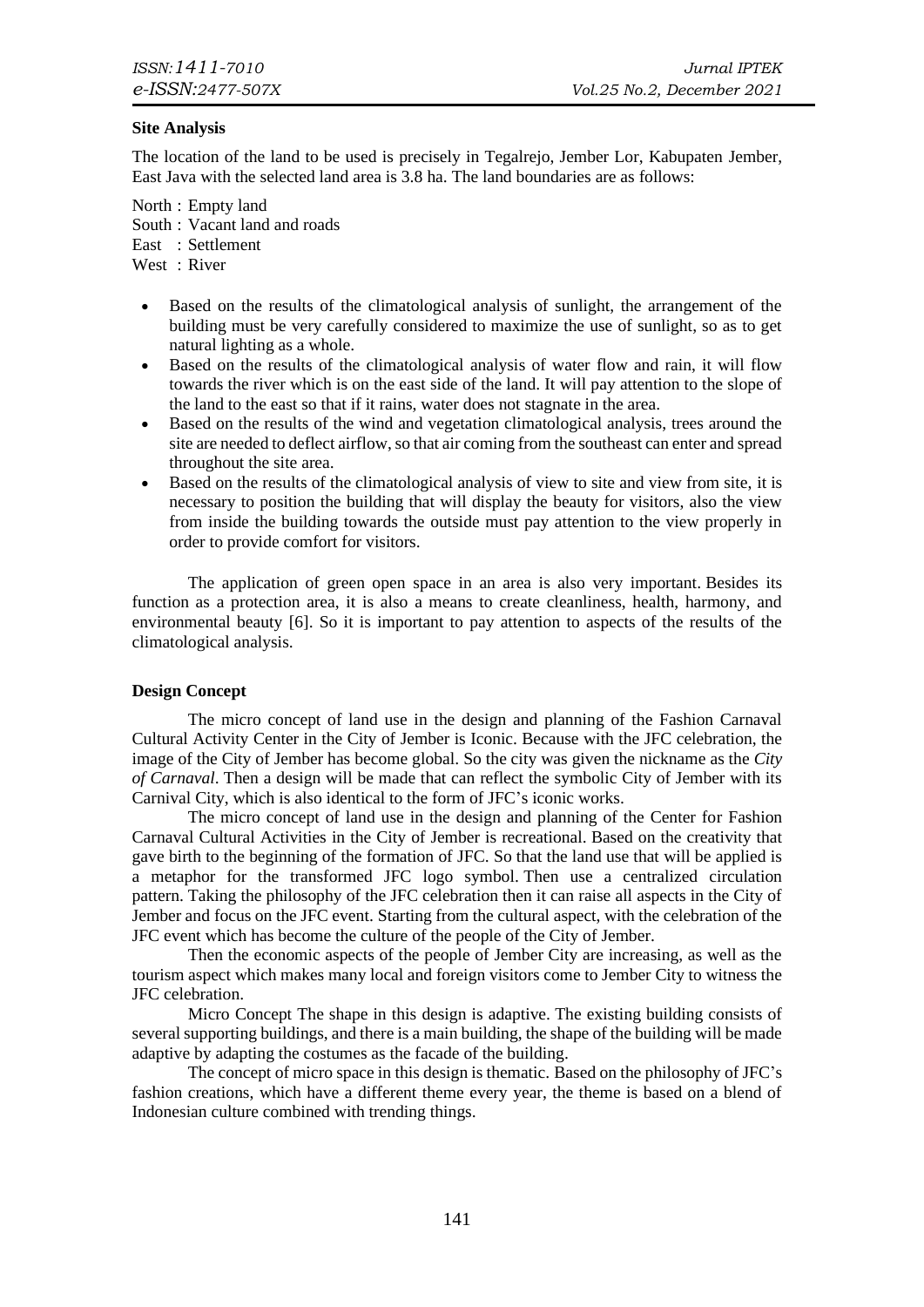**Site Analysis**

The location of the land to be used is precisely in Tegalrejo, Jember Lor, Kabupaten Jember, East Java with the selected land area is 3.8 ha. The land boundaries are as follows:

North : Empty land
South : Vacant land and roads
East : Settlement
West : River

- Based on the results of the climatological analysis of sunlight, the arrangement of the building must be very carefully considered to maximize the use of sunlight, so as to get natural lighting as a whole.
- Based on the results of the climatological analysis of water flow and rain, it will flow towards the river which is on the east side of the land. It will pay attention to the slope of the land to the east so that if it rains, water does not stagnate in the area.
- Based on the results of the wind and vegetation climatological analysis, trees around the site are needed to deflect airflow, so that air coming from the southeast can enter and spread throughout the site area.
- Based on the results of the climatological analysis of view to site and view from site, it is necessary to position the building that will display the beauty for visitors, also the view from inside the building towards the outside must pay attention to the view properly in order to provide comfort for visitors.

The application of green open space in an area is also very important. Besides its function as a protection area, it is also a means to create cleanliness, health, harmony, and environmental beauty [6]. So it is important to pay attention to aspects of the results of the climatological analysis.

**Design Concept**

The micro concept of land use in the design and planning of the Fashion Carnaval Cultural Activity Center in the City of Jember is Iconic. Because with the JFC celebration, the image of the City of Jember has become global. So the city was given the nickname as the *City of Carnaval*. Then a design will be made that can reflect the symbolic City of Jember with its Carnival City, which is also identical to the form of JFC's iconic works.

The micro concept of land use in the design and planning of the Center for Fashion Carnaval Cultural Activities in the City of Jember is recreational. Based on the creativity that gave birth to the beginning of the formation of JFC. So that the land use that will be applied is a metaphor for the transformed JFC logo symbol. Then use a centralized circulation pattern. Taking the philosophy of the JFC celebration then it can raise all aspects in the City of Jember and focus on the JFC event. Starting from the cultural aspect, with the celebration of the JFC event which has become the culture of the people of the City of Jember.

Then the economic aspects of the people of Jember City are increasing, as well as the tourism aspect which makes many local and foreign visitors come to Jember City to witness the JFC celebration.

Micro Concept The shape in this design is adaptive. The existing building consists of several supporting buildings, and there is a main building, the shape of the building will be made adaptive by adapting the costumes as the facade of the building.

The concept of micro space in this design is thematic. Based on the philosophy of JFC's fashion creations, which have a different theme every year, the theme is based on a blend of Indonesian culture combined with trending things.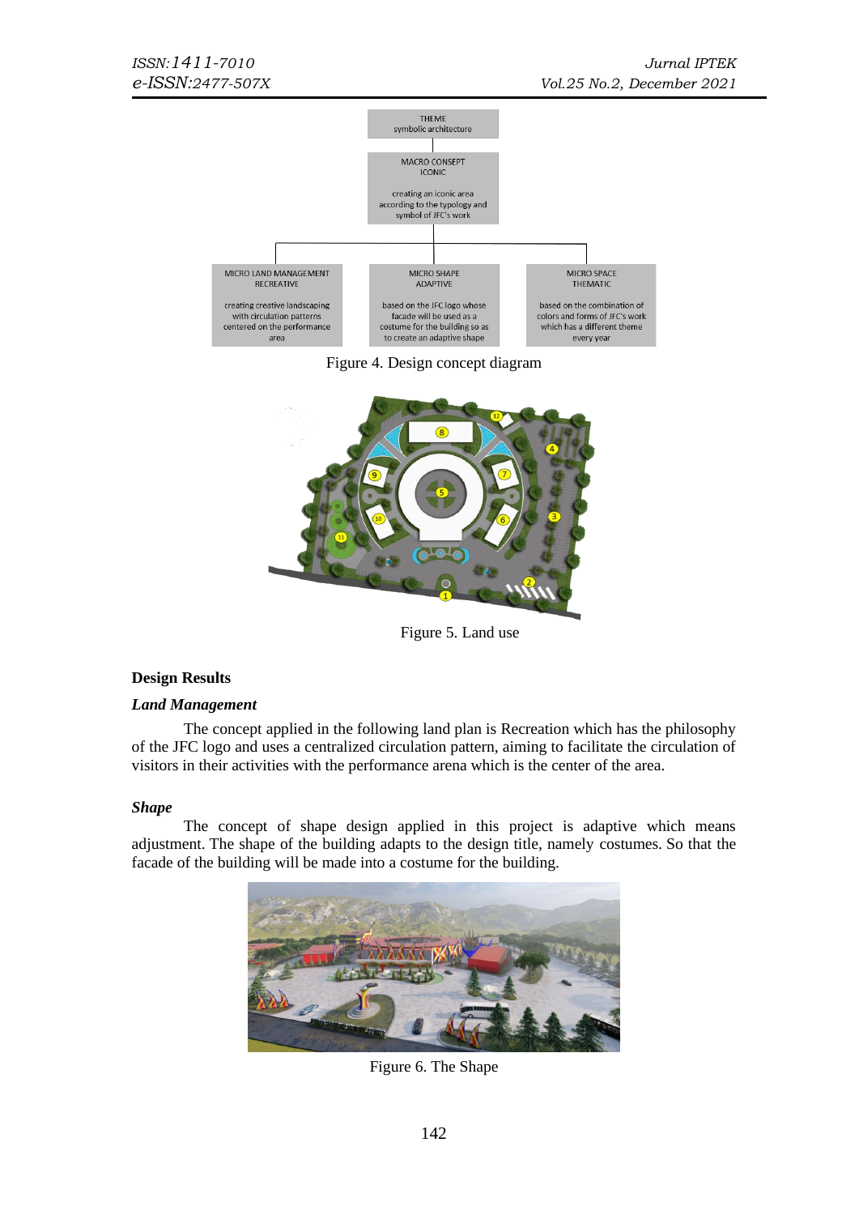THEME
symbolic architecture

MACRO CONSEPT
ICONIC

creating an iconic area according to the typology and symbol of JFC's work

MICRO LAND MANAGEMENT
RECREATIVE

creating creative landscaping with circulation patterns centered on the performance area

MICRO SHAPE
ADAPTIVE

based on the JFC logo whose facade will be used as a costume for the building so as to create an adaptive shape

MICRO SPACE
THEMATIC

based on the combination of colors and forms of JFC's work which has a different theme every year

Figure 4. Design concept diagram

Figure 5. Land use

## Design Results

### *Land Management*

The concept applied in the following land plan is Recreation which has the philosophy of the JFC logo and uses a centralized circulation pattern, aiming to facilitate the circulation of visitors in their activities with the performance arena which is the center of the area.

### *Shape*

The concept of shape design applied in this project is adaptive which means adjustment. The shape of the building adapts to the design title, namely costumes. So that the facade of the building will be made into a costume for the building.

Figure 6. The Shape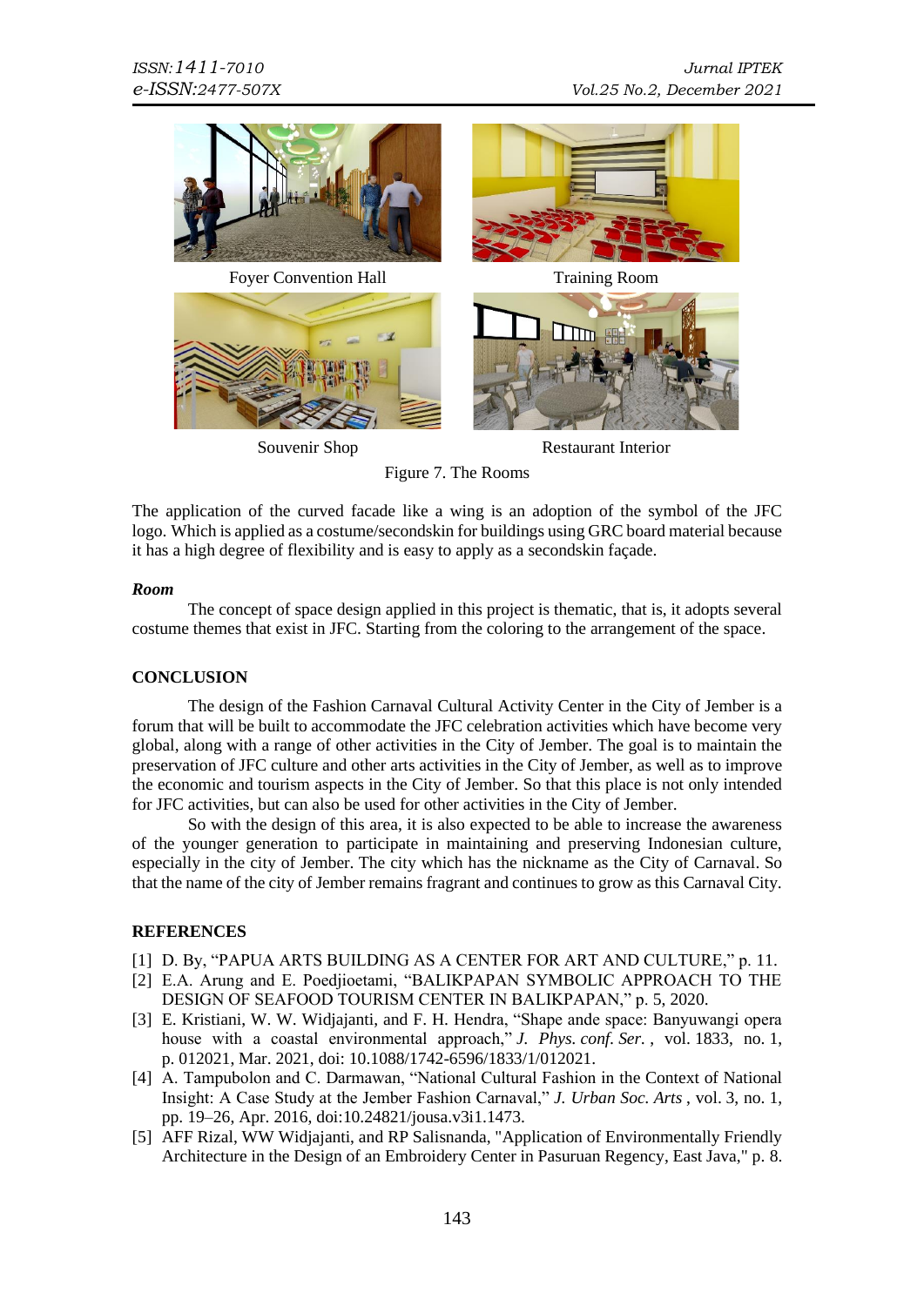Foyer Convention Hall

Training Room

Souvenir Shop

Restaurant Interior

Figure 7. The Rooms

The application of the curved facade like a wing is an adoption of the symbol of the JFC logo. Which is applied as a costume/secondskin for buildings using GRC board material because it has a high degree of flexibility and is easy to apply as a secondskin façade.

***Room***

The concept of space design applied in this project is thematic, that is, it adopts several costume themes that exist in JFC. Starting from the coloring to the arrangement of the space.

## CONCLUSION

The design of the Fashion Carnaval Cultural Activity Center in the City of Jember is a forum that will be built to accommodate the JFC celebration activities which have become very global, along with a range of other activities in the City of Jember. The goal is to maintain the preservation of JFC culture and other arts activities in the City of Jember, as well as to improve the economic and tourism aspects in the City of Jember. So that this place is not only intended for JFC activities, but can also be used for other activities in the City of Jember.

So with the design of this area, it is also expected to be able to increase the awareness of the younger generation to participate in maintaining and preserving Indonesian culture, especially in the city of Jember. The city which has the nickname as the City of Carnaval. So that the name of the city of Jember remains fragrant and continues to grow as this Carnaval City.

## REFERENCES

[1] D. By, "PAPUA ARTS BUILDING AS A CENTER FOR ART AND CULTURE," p. 11.

[2] E.A. Arung and E. Poedjioetami, "BALIKPAPAN SYMBOLIC APPROACH TO THE DESIGN OF SEAFOOD TOURISM CENTER IN BALIKPAPAN," p. 5, 2020.

[3] E. Kristiani, W. W. Widjajanti, and F. H. Hendra, "Shape ande space: Banyuwangi opera house with a coastal environmental approach," *J. Phys. conf. Ser.*, vol. 1833, no. 1, p. 012021, Mar. 2021, doi: 10.1088/1742-6596/1833/1/012021.

[4] A. Tampubolon and C. Darmawan, "National Cultural Fashion in the Context of National Insight: A Case Study at the Jember Fashion Carnaval," *J. Urban Soc. Arts*, vol. 3, no. 1, pp. 19–26, Apr. 2016, doi:10.24821/jousa.v3i1.1473.

[5] AFF Rizal, WW Widjajanti, and RP Salisnanda, "Application of Environmentally Friendly Architecture in the Design of an Embroidery Center in Pasuruan Regency, East Java," p. 8.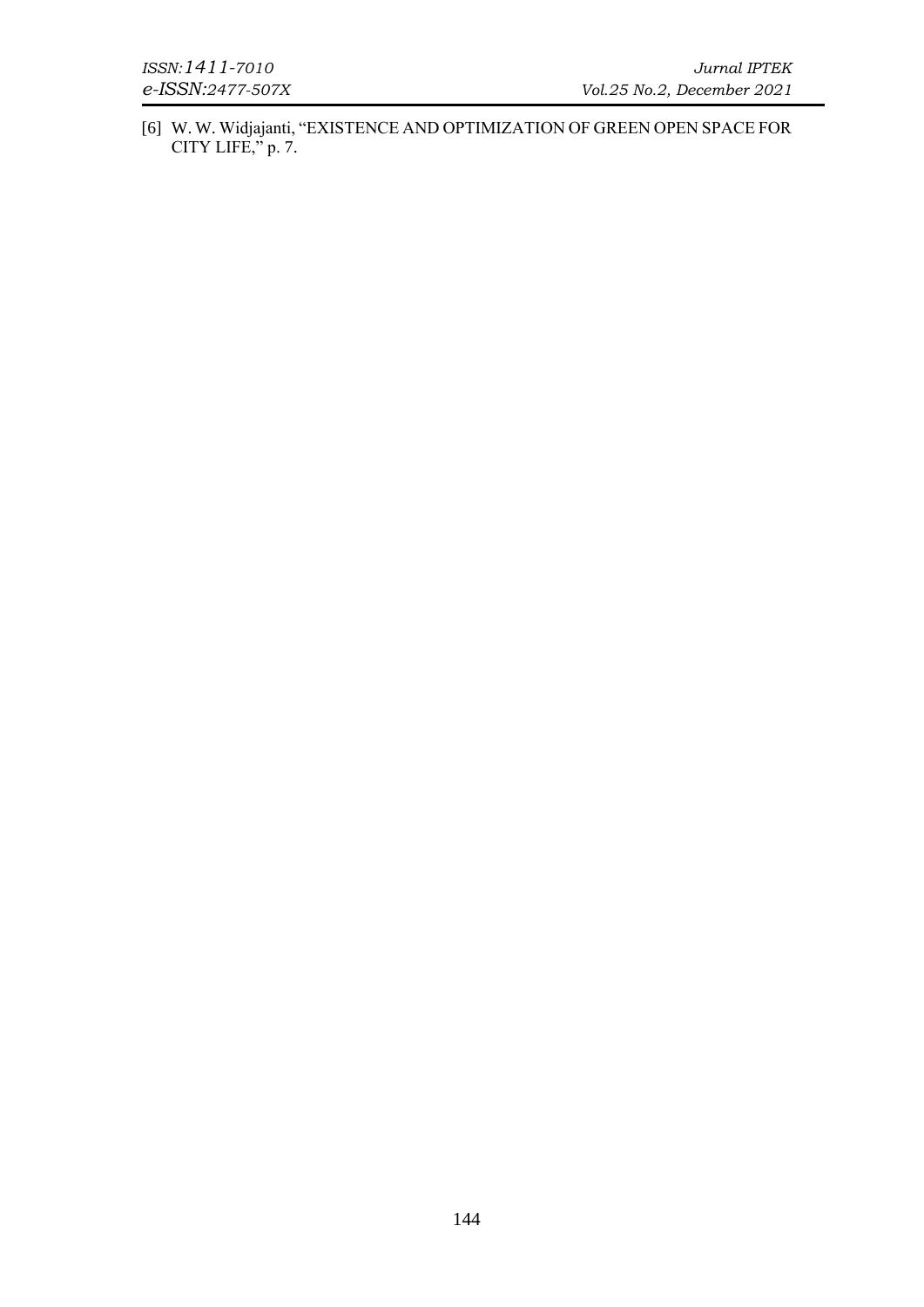[6] W. W. Widjajanti, "EXISTENCE AND OPTIMIZATION OF GREEN OPEN SPACE FOR CITY LIFE," p. 7.